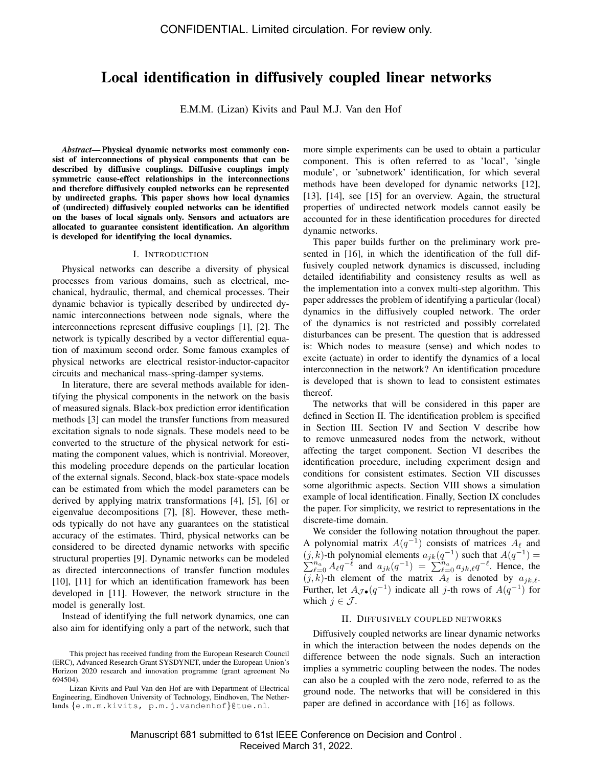# Local identification in diffusively coupled linear networks

E.M.M. (Lizan) Kivits and Paul M.J. Van den Hof

***Abstract*— Physical dynamic networks most commonly consist of interconnections of physical components that can be described by diffusive couplings. Diffusive couplings imply symmetric cause-effect relationships in the interconnections and therefore diffusively coupled networks can be represented by undirected graphs. This paper shows how local dynamics of (undirected) diffusively coupled networks can be identified on the bases of local signals only. Sensors and actuators are allocated to guarantee consistent identification. An algorithm is developed for identifying the local dynamics.**

## I. INTRODUCTION

Physical networks can describe a diversity of physical processes from various domains, such as electrical, mechanical, hydraulic, thermal, and chemical processes. Their dynamic behavior is typically described by undirected dynamic interconnections between node signals, where the interconnections represent diffusive couplings [1], [2]. The network is typically described by a vector differential equation of maximum second order. Some famous examples of physical networks are electrical resistor-inductor-capacitor circuits and mechanical mass-spring-damper systems.

In literature, there are several methods available for identifying the physical components in the network on the basis of measured signals. Black-box prediction error identification methods [3] can model the transfer functions from measured excitation signals to node signals. These models need to be converted to the structure of the physical network for estimating the component values, which is nontrivial. Moreover, this modeling procedure depends on the particular location of the external signals. Second, black-box state-space models can be estimated from which the model parameters can be derived by applying matrix transformations [4], [5], [6] or eigenvalue decompositions [7], [8]. However, these methods typically do not have any guarantees on the statistical accuracy of the estimates. Third, physical networks can be considered to be directed dynamic networks with specific structural properties [9]. Dynamic networks can be modeled as directed interconnections of transfer function modules [10], [11] for which an identification framework has been developed in [11]. However, the network structure in the model is generally lost.

Instead of identifying the full network dynamics, one can also aim for identifying only a part of the network, such that more simple experiments can be used to obtain a particular component. This is often referred to as 'local', 'single module', or 'subnetwork' identification, for which several methods have been developed for dynamic networks [12], [13], [14], see [15] for an overview. Again, the structural properties of undirected network models cannot easily be accounted for in these identification procedures for directed dynamic networks.

This paper builds further on the preliminary work presented in [16], in which the identification of the full diffusively coupled network dynamics is discussed, including detailed identifiability and consistency results as well as the implementation into a convex multi-step algorithm. This paper addresses the problem of identifying a particular (local) dynamics in the diffusively coupled network. The order of the dynamics is not restricted and possibly correlated disturbances can be present. The question that is addressed is: Which nodes to measure (sense) and which nodes to excite (actuate) in order to identify the dynamics of a local interconnection in the network? An identification procedure is developed that is shown to lead to consistent estimates thereof.

The networks that will be considered in this paper are defined in Section II. The identification problem is specified in Section III. Section IV and Section V describe how to remove unmeasured nodes from the network, without affecting the target component. Section VI describes the identification procedure, including experiment design and conditions for consistent estimates. Section VII discusses some algorithmic aspects. Section VIII shows a simulation example of local identification. Finally, Section IX concludes the paper. For simplicity, we restrict to representations in the discrete-time domain.

We consider the following notation throughout the paper. A polynomial matrix $A(q^{-1})$ consists of matrices $A_\ell$ and $(j,k)$-th polynomial elements $a_{jk}(q^{-1})$ such that $A(q^{-1}) = \sum_{\ell=0}^{n_a} A_\ell q^{-\ell}$ and $a_{jk}(q^{-1}) = \sum_{\ell=0}^{n_a} a_{jk,\ell} q^{-\ell}$. Hence, the $(j,k)$-th element of the matrix $A_\ell$ is denoted by $a_{jk,\ell}$. Further, let $A_{\mathcal{J}\bullet}(q^{-1})$ indicate all $j$-th rows of $A(q^{-1})$ for which $j \in \mathcal{J}$.

## II. DIFFUSIVELY COUPLED NETWORKS

Diffusively coupled networks are linear dynamic networks in which the interaction between the nodes depends on the difference between the node signals. Such an interaction implies a symmetric coupling between the nodes. The nodes can also be a coupled with the zero node, referred to as the ground node. The networks that will be considered in this paper are defined in accordance with [16] as follows.

This project has received funding from the European Research Council (ERC), Advanced Research Grant SYSDYNET, under the European Union's Horizon 2020 research and innovation programme (grant agreement No 694504).

Lizan Kivits and Paul Van den Hof are with Department of Electrical Engineering, Eindhoven University of Technology, Eindhoven, The Netherlands {e.m.m.kivits, p.m.j.vandenhof}@tue.nl.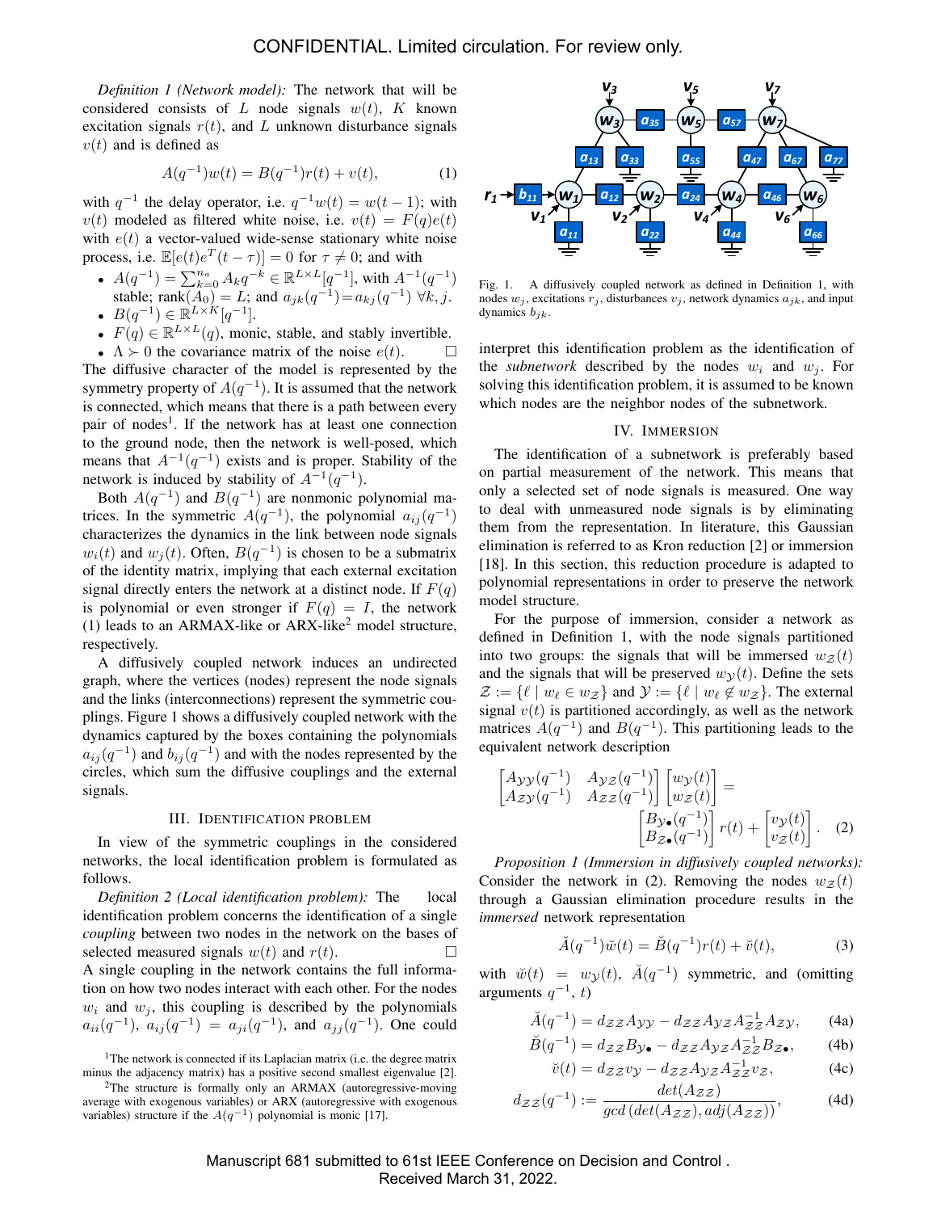*Definition 1 (Network model):* The network that will be considered consists of $L$ node signals $w(t)$, $K$ known excitation signals $r(t)$, and $L$ unknown disturbance signals $v(t)$ and is defined as

$$A(q^{-1})w(t) = B(q^{-1})r(t) + v(t), \tag{1}$$

with $q^{-1}$ the delay operator, i.e. $q^{-1}w(t) = w(t-1)$; with $v(t)$ modeled as filtered white noise, i.e. $v(t) = F(q)e(t)$ with $e(t)$ a vector-valued wide-sense stationary white noise process, i.e. $\mathbb{E}[e(t)e^T(t-\tau)] = 0$ for $\tau \neq 0$; and with

- $A(q^{-1}) = \sum_{k=0}^{n_a} A_k q^{-k} \in \mathbb{R}^{L\times L}[q^{-1}]$, with $A^{-1}(q^{-1})$ stable; $\text{rank}(A_0) = L$; and $a_{jk}(q^{-1}) = a_{kj}(q^{-1})$ $\forall k, j$.
- $B(q^{-1}) \in \mathbb{R}^{L\times K}[q^{-1}]$.
- $F(q) \in \mathbb{R}^{L\times L}(q)$, monic, stable, and stably invertible.
- $\Lambda \succ 0$ the covariance matrix of the noise $e(t)$. □

The diffusive character of the model is represented by the symmetry property of $A(q^{-1})$. It is assumed that the network is connected, which means that there is a path between every pair of nodes[1]. If the network has at least one connection to the ground node, then the network is well-posed, which means that $A^{-1}(q^{-1})$ exists and is proper. Stability of the network is induced by stability of $A^{-1}(q^{-1})$.

Both $A(q^{-1})$ and $B(q^{-1})$ are nonmonic polynomial matrices. In the symmetric $A(q^{-1})$, the polynomial $a_{ij}(q^{-1})$ characterizes the dynamics in the link between node signals $w_i(t)$ and $w_j(t)$. Often, $B(q^{-1})$ is chosen to be a submatrix of the identity matrix, implying that each external excitation signal directly enters the network at a distinct node. If $F(q)$ is polynomial or even stronger if $F(q) = I$, the network (1) leads to an ARMAX-like or ARX-like[2] model structure, respectively.

A diffusively coupled network induces an undirected graph, where the vertices (nodes) represent the node signals and the links (interconnections) represent the symmetric couplings. Figure 1 shows a diffusively coupled network with the dynamics captured by the boxes containing the polynomials $a_{ij}(q^{-1})$ and $b_{ij}(q^{-1})$ and with the nodes represented by the circles, which sum the diffusive couplings and the external signals.

## III. Identification problem

In view of the symmetric couplings in the considered networks, the local identification problem is formulated as follows.

*Definition 2 (Local identification problem):* The local identification problem concerns the identification of a single *coupling* between two nodes in the network on the bases of selected measured signals $w(t)$ and $r(t)$. □

A single coupling in the network contains the full information on how two nodes interact with each other. For the nodes $w_i$ and $w_j$, this coupling is described by the polynomials $a_{ii}(q^{-1})$, $a_{ij}(q^{-1}) = a_{ji}(q^{-1})$, and $a_{jj}(q^{-1})$. One could

[1] The network is connected if its Laplacian matrix (i.e. the degree matrix minus the adjacency matrix) has a positive second smallest eigenvalue [2].

[2] The structure is formally only an ARMAX (autoregressive-moving average with exogenous variables) or ARX (autoregressive with exogenous variables) structure if the $A(q^{-1})$ polynomial is monic [17].

Fig. 1. A diffusively coupled network as defined in Definition 1, with nodes $w_j$, excitations $r_j$, disturbances $v_j$, network dynamics $a_{jk}$, and input dynamics $b_{jk}$.

interpret this identification problem as the identification of the *subnetwork* described by the nodes $w_i$ and $w_j$. For solving this identification problem, it is assumed to be known which nodes are the neighbor nodes of the subnetwork.

## IV. Immersion

The identification of a subnetwork is preferably based on partial measurement of the network. This means that only a selected set of node signals is measured. One way to deal with unmeasured node signals is by eliminating them from the representation. In literature, this Gaussian elimination is referred to as Kron reduction [2] or immersion [18]. In this section, this reduction procedure is adapted to polynomial representations in order to preserve the network model structure.

For the purpose of immersion, consider a network as defined in Definition 1, with the node signals partitioned into two groups: the signals that will be immersed $w_\mathcal{Z}(t)$ and the signals that will be preserved $w_\mathcal{Y}(t)$. Define the sets $\mathcal{Z} := \{\ell \mid w_\ell \in w_\mathcal{Z}\}$ and $\mathcal{Y} := \{\ell \mid w_\ell \notin w_\mathcal{Z}\}$. The external signal $v(t)$ is partitioned accordingly, as well as the network matrices $A(q^{-1})$ and $B(q^{-1})$. This partitioning leads to the equivalent network description

$$\begin{bmatrix} A_{\mathcal{YY}}(q^{-1}) & A_{\mathcal{YZ}}(q^{-1}) \\ A_{\mathcal{ZY}}(q^{-1}) & A_{\mathcal{ZZ}}(q^{-1}) \end{bmatrix} \begin{bmatrix} w_\mathcal{Y}(t) \\ w_\mathcal{Z}(t) \end{bmatrix} = \begin{bmatrix} B_{\mathcal{Y}\bullet}(q^{-1}) \\ B_{\mathcal{Z}\bullet}(q^{-1}) \end{bmatrix} r(t) + \begin{bmatrix} v_\mathcal{Y}(t) \\ v_\mathcal{Z}(t) \end{bmatrix}. \tag{2}$$

*Proposition 1 (Immersion in diffusively coupled networks):* Consider the network in (2). Removing the nodes $w_\mathcal{Z}(t)$ through a Gaussian elimination procedure results in the *immersed* network representation

$$\breve{A}(q^{-1})\breve{w}(t) = \breve{B}(q^{-1})r(t) + \breve{v}(t), \tag{3}$$

with $\breve{w}(t) = w_\mathcal{Y}(t)$, $\breve{A}(q^{-1})$ symmetric, and (omitting arguments $q^{-1}$, $t$)

$$\breve{A}(q^{-1}) = d_{\mathcal{ZZ}}A_{\mathcal{YY}} - d_{\mathcal{ZZ}}A_{\mathcal{YZ}}A_{\mathcal{ZZ}}^{-1}A_{\mathcal{ZY}}, \tag{4a}$$

$$\breve{B}(q^{-1}) = d_{\mathcal{ZZ}}B_{\mathcal{Y}\bullet} - d_{\mathcal{ZZ}}A_{\mathcal{YZ}}A_{\mathcal{ZZ}}^{-1}B_{\mathcal{Z}\bullet}, \tag{4b}$$

$$\breve{v}(t) = d_{\mathcal{ZZ}}v_\mathcal{Y} - d_{\mathcal{ZZ}}A_{\mathcal{YZ}}A_{\mathcal{ZZ}}^{-1}v_\mathcal{Z}, \tag{4c}$$

$$d_{\mathcal{ZZ}}(q^{-1}) := \frac{det(A_{\mathcal{ZZ}})}{gcd\left(det(A_{\mathcal{ZZ}}), adj(A_{\mathcal{ZZ}})\right)}, \tag{4d}$$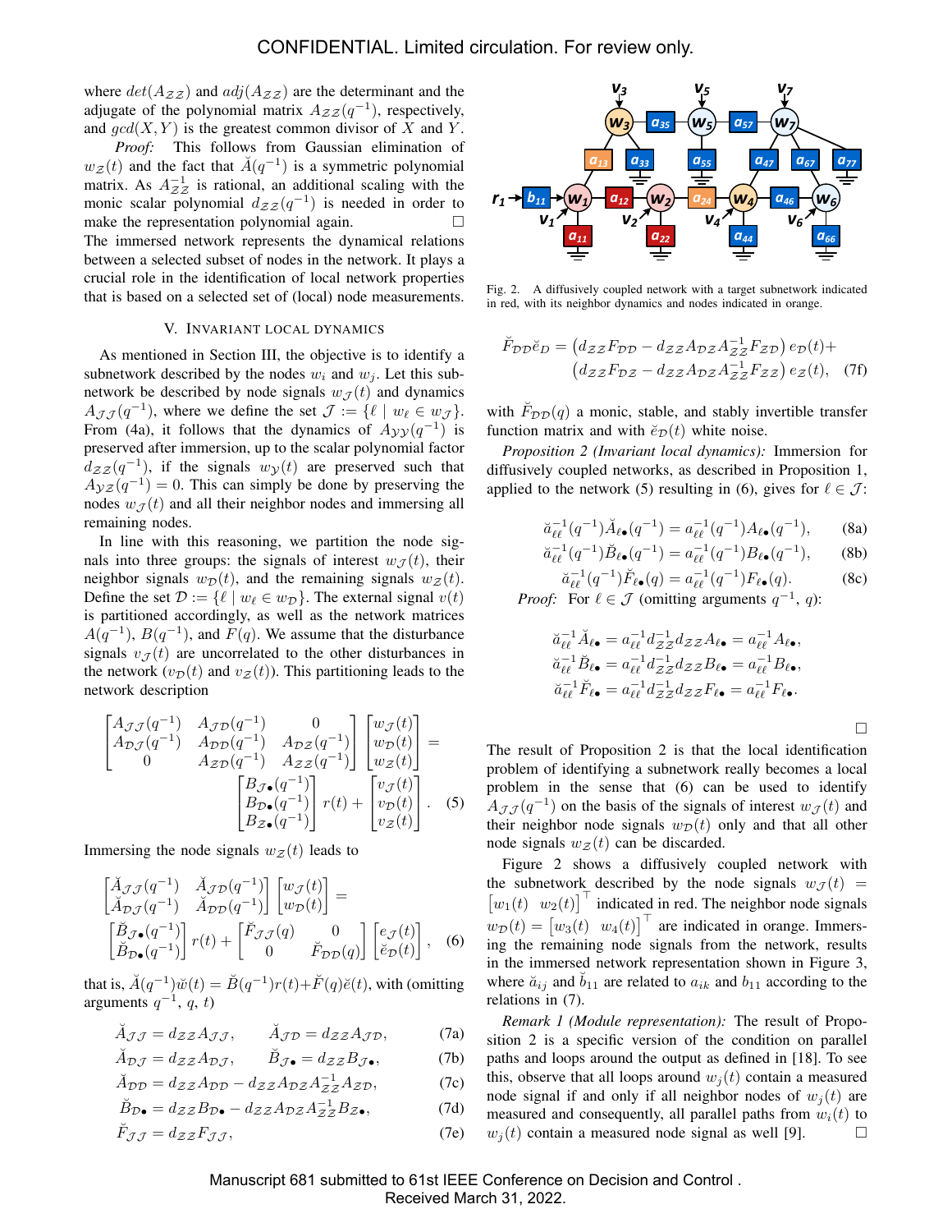where $det(A_{\mathcal{ZZ}})$ and $adj(A_{\mathcal{ZZ}})$ are the determinant and the adjugate of the polynomial matrix $A_{\mathcal{ZZ}}(q^{-1})$, respectively, and $gcd(X, Y)$ is the greatest common divisor of $X$ and $Y$.

*Proof:* This follows from Gaussian elimination of $w_{\mathcal{Z}}(t)$ and the fact that $\breve{A}(q^{-1})$ is a symmetric polynomial matrix. As $A_{\mathcal{ZZ}}^{-1}$ is rational, an additional scaling with the monic scalar polynomial $d_{\mathcal{ZZ}}(q^{-1})$ is needed in order to make the representation polynomial again. □

The immersed network represents the dynamical relations between a selected subset of nodes in the network. It plays a crucial role in the identification of local network properties that is based on a selected set of (local) node measurements.

## V. Invariant local dynamics

As mentioned in Section III, the objective is to identify a subnetwork described by the nodes $w_i$ and $w_j$. Let this subnetwork be described by node signals $w_{\mathcal{J}}(t)$ and dynamics $A_{\mathcal{JJ}}(q^{-1})$, where we define the set $\mathcal{J} := \{\ell \mid w_\ell \in w_{\mathcal{J}}\}$. From (4a), it follows that the dynamics of $A_{\mathcal{YY}}(q^{-1})$ is preserved after immersion, up to the scalar polynomial factor $d_{\mathcal{ZZ}}(q^{-1})$, if the signals $w_{\mathcal{Y}}(t)$ are preserved such that $A_{\mathcal{YZ}}(q^{-1}) = 0$. This can simply be done by preserving the nodes $w_{\mathcal{J}}(t)$ and all their neighbor nodes and immersing all remaining nodes.

In line with this reasoning, we partition the node signals into three groups: the signals of interest $w_{\mathcal{J}}(t)$, their neighbor signals $w_{\mathcal{D}}(t)$, and the remaining signals $w_{\mathcal{Z}}(t)$. Define the set $\mathcal{D} := \{\ell \mid w_\ell \in w_{\mathcal{D}}\}$. The external signal $v(t)$ is partitioned accordingly, as well as the network matrices $A(q^{-1})$, $B(q^{-1})$, and $F(q)$. We assume that the disturbance signals $v_{\mathcal{J}}(t)$ are uncorrelated to the other disturbances in the network ($v_{\mathcal{D}}(t)$ and $v_{\mathcal{Z}}(t)$). This partitioning leads to the network description

$$
\begin{bmatrix} A_{\mathcal{JJ}}(q^{-1}) & A_{\mathcal{JD}}(q^{-1}) & 0 \\ A_{\mathcal{DJ}}(q^{-1}) & A_{\mathcal{DD}}(q^{-1}) & A_{\mathcal{DZ}}(q^{-1}) \\ 0 & A_{\mathcal{ZD}}(q^{-1}) & A_{\mathcal{ZZ}}(q^{-1}) \end{bmatrix} \begin{bmatrix} w_{\mathcal{J}}(t) \\ w_{\mathcal{D}}(t) \\ w_{\mathcal{Z}}(t) \end{bmatrix} = \begin{bmatrix} B_{\mathcal{J}\bullet}(q^{-1}) \\ B_{\mathcal{D}\bullet}(q^{-1}) \\ B_{\mathcal{Z}\bullet}(q^{-1}) \end{bmatrix} r(t) + \begin{bmatrix} v_{\mathcal{J}}(t) \\ v_{\mathcal{D}}(t) \\ v_{\mathcal{Z}}(t) \end{bmatrix}. \quad (5)
$$

Immersing the node signals $w_{\mathcal{Z}}(t)$ leads to

$$
\begin{bmatrix} \breve{A}_{\mathcal{JJ}}(q^{-1}) & \breve{A}_{\mathcal{JD}}(q^{-1}) \\ \breve{A}_{\mathcal{DJ}}(q^{-1}) & \breve{A}_{\mathcal{DD}}(q^{-1}) \end{bmatrix} \begin{bmatrix} w_{\mathcal{J}}(t) \\ w_{\mathcal{D}}(t) \end{bmatrix} = \begin{bmatrix} \breve{B}_{\mathcal{J}\bullet}(q^{-1}) \\ \breve{B}_{\mathcal{D}\bullet}(q^{-1}) \end{bmatrix} r(t) + \begin{bmatrix} \breve{F}_{\mathcal{JJ}}(q) & 0 \\ 0 & \breve{F}_{\mathcal{DD}}(q) \end{bmatrix} \begin{bmatrix} e_{\mathcal{J}}(t) \\ \breve{e}_{\mathcal{D}}(t) \end{bmatrix}, \quad (6)
$$

that is, $\breve{A}(q^{-1})\breve{w}(t) = \breve{B}(q^{-1})r(t) + \breve{F}(q)\breve{e}(t)$, with (omitting arguments $q^{-1}$, $q$, $t$)

$$
\breve{A}_{\mathcal{JJ}} = d_{\mathcal{ZZ}} A_{\mathcal{JJ}}, \qquad \breve{A}_{\mathcal{JD}} = d_{\mathcal{ZZ}} A_{\mathcal{JD}}, \quad (7a)
$$

$$
\breve{A}_{\mathcal{DJ}} = d_{\mathcal{ZZ}} A_{\mathcal{DJ}}, \qquad \breve{B}_{\mathcal{J}\bullet} = d_{\mathcal{ZZ}} B_{\mathcal{J}\bullet}, \quad (7b)
$$

$$
\breve{A}_{\mathcal{DD}} = d_{\mathcal{ZZ}} A_{\mathcal{DD}} - d_{\mathcal{ZZ}} A_{\mathcal{DZ}} A_{\mathcal{ZZ}}^{-1} A_{\mathcal{ZD}}, \quad (7c)
$$

$$
\breve{B}_{\mathcal{D}\bullet} = d_{\mathcal{ZZ}} B_{\mathcal{D}\bullet} - d_{\mathcal{ZZ}} A_{\mathcal{DZ}} A_{\mathcal{ZZ}}^{-1} B_{\mathcal{Z}\bullet}, \quad (7d)
$$

$$
\breve{F}_{\mathcal{JJ}} = d_{\mathcal{ZZ}} F_{\mathcal{JJ}}, \quad (7e)
$$

Fig. 2. A diffusively coupled network with a target subnetwork indicated in red, with its neighbor dynamics and nodes indicated in orange.

$$
\breve{F}_{\mathcal{DD}}\breve{e}_D = \left(d_{\mathcal{ZZ}} F_{\mathcal{DD}} - d_{\mathcal{ZZ}} A_{\mathcal{DZ}} A_{\mathcal{ZZ}}^{-1} F_{\mathcal{ZD}}\right) e_{\mathcal{D}}(t) + \left(d_{\mathcal{ZZ}} F_{\mathcal{DZ}} - d_{\mathcal{ZZ}} A_{\mathcal{DZ}} A_{\mathcal{ZZ}}^{-1} F_{\mathcal{ZZ}}\right) e_{\mathcal{Z}}(t), \quad (7f)
$$

with $\breve{F}_{\mathcal{DD}}(q)$ a monic, stable, and stably invertible transfer function matrix and with $\breve{e}_{\mathcal{D}}(t)$ white noise.

*Proposition 2 (Invariant local dynamics):* Immersion for diffusively coupled networks, as described in Proposition 1, applied to the network (5) resulting in (6), gives for $\ell \in \mathcal{J}$:

$$
\breve{a}_{\ell\ell}^{-1}(q^{-1})\breve{A}_{\ell\bullet}(q^{-1}) = a_{\ell\ell}^{-1}(q^{-1})A_{\ell\bullet}(q^{-1}), \quad (8a)
$$

$$
\breve{a}_{\ell\ell}^{-1}(q^{-1})\breve{B}_{\ell\bullet}(q^{-1}) = a_{\ell\ell}^{-1}(q^{-1})B_{\ell\bullet}(q^{-1}), \quad (8b)
$$

$$
\breve{a}_{\ell\ell}^{-1}(q^{-1})\breve{F}_{\ell\bullet}(q) = a_{\ell\ell}^{-1}(q^{-1})F_{\ell\bullet}(q). \quad (8c)
$$

*Proof:* For $\ell \in \mathcal{J}$ (omitting arguments $q^{-1}$, $q$):

$$
\breve{a}_{\ell\ell}^{-1}\breve{A}_{\ell\bullet} = a_{\ell\ell}^{-1} d_{\mathcal{ZZ}}^{-1} d_{\mathcal{ZZ}} A_{\ell\bullet} = a_{\ell\ell}^{-1} A_{\ell\bullet},
$$

$$
\breve{a}_{\ell\ell}^{-1}\breve{B}_{\ell\bullet} = a_{\ell\ell}^{-1} d_{\mathcal{ZZ}}^{-1} d_{\mathcal{ZZ}} B_{\ell\bullet} = a_{\ell\ell}^{-1} B_{\ell\bullet},
$$

$$
\breve{a}_{\ell\ell}^{-1}\breve{F}_{\ell\bullet} = a_{\ell\ell}^{-1} d_{\mathcal{ZZ}}^{-1} d_{\mathcal{ZZ}} F_{\ell\bullet} = a_{\ell\ell}^{-1} F_{\ell\bullet}.
$$

□

The result of Proposition 2 is that the local identification problem of identifying a subnetwork really becomes a local problem in the sense that (6) can be used to identify $A_{\mathcal{JJ}}(q^{-1})$ on the basis of the signals of interest $w_{\mathcal{J}}(t)$ and their neighbor node signals $w_{\mathcal{D}}(t)$ only and that all other node signals $w_{\mathcal{Z}}(t)$ can be discarded.

Figure 2 shows a diffusively coupled network with the subnetwork described by the node signals $w_{\mathcal{J}}(t) = \begin{bmatrix} w_1(t) & w_2(t) \end{bmatrix}^\top$ indicated in red. The neighbor node signals $w_{\mathcal{D}}(t) = \begin{bmatrix} w_3(t) & w_4(t) \end{bmatrix}^\top$ are indicated in orange. Immersing the remaining node signals from the network, results in the immersed network representation shown in Figure 3, where $\breve{a}_{ij}$ and $\breve{b}_{11}$ are related to $a_{ik}$ and $b_{11}$ according to the relations in (7).

*Remark 1 (Module representation):* The result of Proposition 2 is a specific version of the condition on parallel paths and loops around the output as defined in [18]. To see this, observe that all loops around $w_j(t)$ contain a measured node signal if and only if all neighbor nodes of $w_j(t)$ are measured and consequently, all parallel paths from $w_i(t)$ to $w_j(t)$ contain a measured node signal as well [9]. □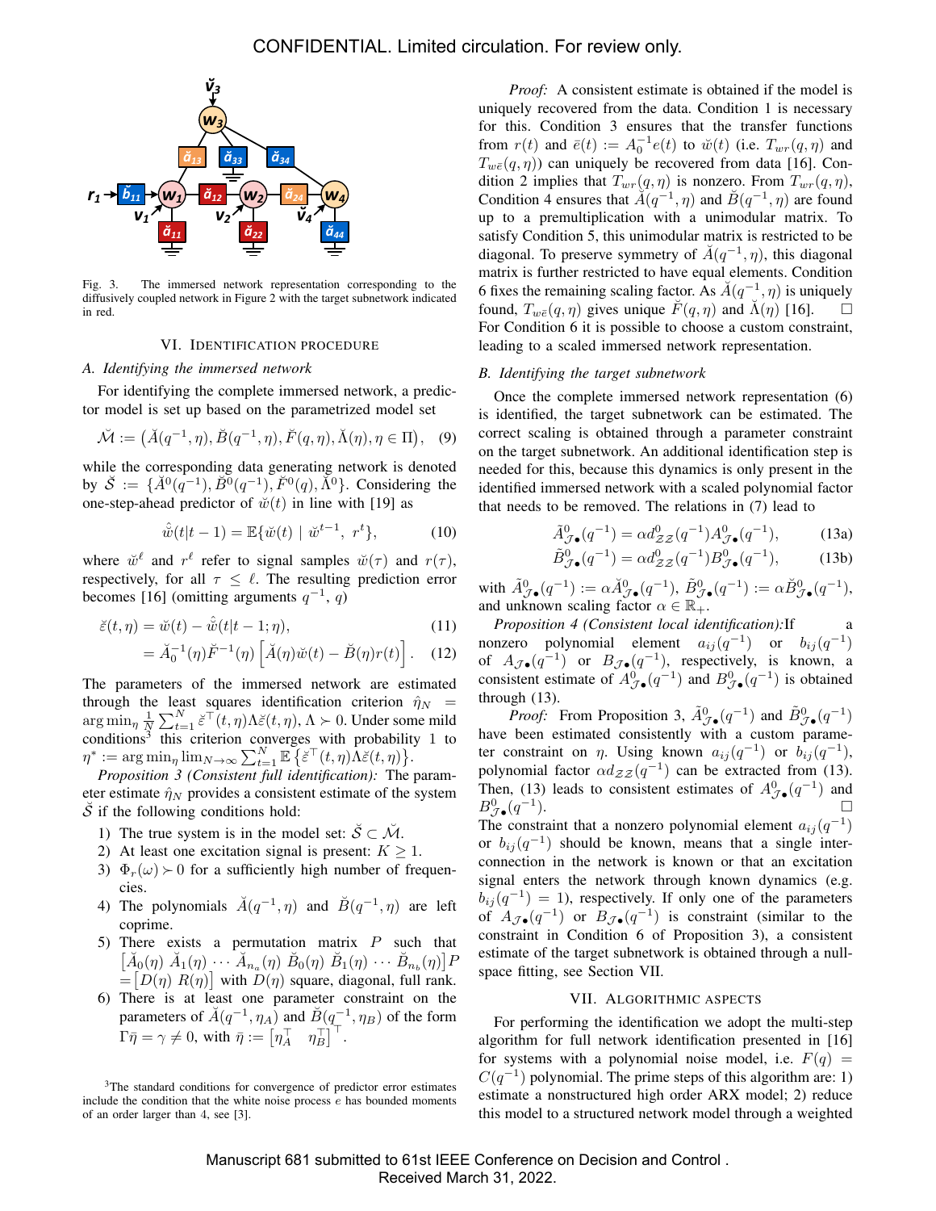Fig. 3. The immersed network representation corresponding to the diffusively coupled network in Figure 2 with the target subnetwork indicated in red.

## VI. Identification Procedure

### A. Identifying the immersed network

For identifying the complete immersed network, a predictor model is set up based on the parametrized model set

$$\breve{\mathcal{M}} := \left(\breve{A}(q^{-1},\eta), \breve{B}(q^{-1},\eta), \breve{F}(q,\eta), \breve{\Lambda}(\eta), \eta \in \Pi\right), \quad (9)$$

while the corresponding data generating network is denoted by $\breve{\mathcal{S}} := \{\breve{A}^0(q^{-1}), \breve{B}^0(q^{-1}), \breve{F}^0(q), \breve{\Lambda}^0\}$. Considering the one-step-ahead predictor of $\breve{w}(t)$ in line with [19] as

$$\hat{\breve{w}}(t|t-1) = \mathbb{E}\{\breve{w}(t) \mid \breve{w}^{t-1},\, r^t\}, \quad (10)$$

where $\breve{w}^\ell$ and $r^\ell$ refer to signal samples $\breve{w}(\tau)$ and $r(\tau)$, respectively, for all $\tau \leq \ell$. The resulting prediction error becomes [16] (omitting arguments $q^{-1}$, $q$)

$$\breve{\varepsilon}(t,\eta) = \breve{w}(t) - \hat{\breve{w}}(t|t-1;\eta), \quad (11)$$

$$= \breve{A}_0^{-1}(\eta)\breve{F}^{-1}(\eta)\left[\breve{A}(\eta)\breve{w}(t) - \breve{B}(\eta)r(t)\right]. \quad (12)$$

The parameters of the immersed network are estimated through the least squares identification criterion $\hat{\eta}_N = \arg\min_\eta \frac{1}{N}\sum_{t=1}^N \breve{\varepsilon}^\top(t,\eta)\Lambda\breve{\varepsilon}(t,\eta)$, $\Lambda \succ 0$. Under some mild conditions[3] this criterion converges with probability 1 to $\eta^* := \arg\min_\eta \lim_{N\to\infty}\sum_{t=1}^N \mathbb{E}\left\{\breve{\varepsilon}^\top(t,\eta)\Lambda\breve{\varepsilon}(t,\eta)\right\}$.

*Proposition 3 (Consistent full identification):* The parameter estimate $\hat{\eta}_N$ provides a consistent estimate of the system $\breve{\mathcal{S}}$ if the following conditions hold:

1) The true system is in the model set: $\breve{\mathcal{S}} \subset \breve{\mathcal{M}}$.
2) At least one excitation signal is present: $K \geq 1$.
3) $\Phi_r(\omega) \succ 0$ for a sufficiently high number of frequencies.
4) The polynomials $\breve{A}(q^{-1},\eta)$ and $\breve{B}(q^{-1},\eta)$ are left coprime.
5) There exists a permutation matrix $P$ such that $\left[\breve{A}_0(\eta)\ \breve{A}_1(\eta) \cdots \breve{A}_{n_a}(\eta)\ \breve{B}_0(\eta)\ \breve{B}_1(\eta) \cdots \breve{B}_{n_b}(\eta)\right]P = \left[D(\eta)\ R(\eta)\right]$ with $D(\eta)$ square, diagonal, full rank.
6) There is at least one parameter constraint on the parameters of $\breve{A}(q^{-1},\eta_A)$ and $\breve{B}(q^{-1},\eta_B)$ of the form $\Gamma\bar{\eta} = \gamma \neq 0$, with $\bar{\eta} := \begin{bmatrix}\eta_A^\top & \eta_B^\top\end{bmatrix}^\top$.

[3] The standard conditions for convergence of predictor error estimates include the condition that the white noise process $e$ has bounded moments of an order larger than 4, see [3].

*Proof:* A consistent estimate is obtained if the model is uniquely recovered from the data. Condition 1 is necessary for this. Condition 3 ensures that the transfer functions from $r(t)$ and $\bar{e}(t) := A_0^{-1}e(t)$ to $\breve{w}(t)$ (i.e. $T_{wr}(q,\eta)$ and $T_{w\bar{e}}(q,\eta)$) can uniquely be recovered from data [16]. Condition 2 implies that $T_{wr}(q,\eta)$ is nonzero. From $T_{wr}(q,\eta)$, Condition 4 ensures that $\breve{A}(q^{-1},\eta)$ and $\breve{B}(q^{-1},\eta)$ are found up to a premultiplication with a unimodular matrix. To satisfy Condition 5, this unimodular matrix is restricted to be diagonal. To preserve symmetry of $\breve{A}(q^{-1},\eta)$, this diagonal matrix is further restricted to have equal elements. Condition 6 fixes the remaining scaling factor. As $\breve{A}(q^{-1},\eta)$ is uniquely found, $T_{w\bar{e}}(q,\eta)$ gives unique $\breve{F}(q,\eta)$ and $\breve{\Lambda}(\eta)$ [16]. □

For Condition 6 it is possible to choose a custom constraint, leading to a scaled immersed network representation.

### B. Identifying the target subnetwork

Once the complete immersed network representation (6) is identified, the target subnetwork can be estimated. The correct scaling is obtained through a parameter constraint on the target subnetwork. An additional identification step is needed for this, because this dynamics is only present in the identified immersed network with a scaled polynomial factor that needs to be removed. The relations in (7) lead to

$$\tilde{A}^0_{\mathcal{J}\bullet}(q^{-1}) = \alpha d^0_{\mathcal{Z}\mathcal{Z}}(q^{-1})A^0_{\mathcal{J}\bullet}(q^{-1}), \quad (13a)$$

$$\tilde{B}^0_{\mathcal{J}\bullet}(q^{-1}) = \alpha d^0_{\mathcal{Z}\mathcal{Z}}(q^{-1})B^0_{\mathcal{J}\bullet}(q^{-1}), \quad (13b)$$

with $\tilde{A}^0_{\mathcal{J}\bullet}(q^{-1}) := \alpha\breve{A}^0_{\mathcal{J}\bullet}(q^{-1})$, $\tilde{B}^0_{\mathcal{J}\bullet}(q^{-1}) := \alpha\breve{B}^0_{\mathcal{J}\bullet}(q^{-1})$, and unknown scaling factor $\alpha \in \mathbb{R}_+$.

*Proposition 4 (Consistent local identification):* If a nonzero polynomial element $a_{ij}(q^{-1})$ or $b_{ij}(q^{-1})$ of $A_{\mathcal{J}\bullet}(q^{-1})$ or $B_{\mathcal{J}\bullet}(q^{-1})$, respectively, is known, a consistent estimate of $A^0_{\mathcal{J}\bullet}(q^{-1})$ and $B^0_{\mathcal{J}\bullet}(q^{-1})$ is obtained through (13).

*Proof:* From Proposition 3, $\tilde{A}^0_{\mathcal{J}\bullet}(q^{-1})$ and $\tilde{B}^0_{\mathcal{J}\bullet}(q^{-1})$ have been estimated consistently with a custom parameter constraint on $\eta$. Using known $a_{ij}(q^{-1})$ or $b_{ij}(q^{-1})$, polynomial factor $\alpha d_{\mathcal{Z}\mathcal{Z}}(q^{-1})$ can be extracted from (13). Then, (13) leads to consistent estimates of $A^0_{\mathcal{J}\bullet}(q^{-1})$ and $B^0_{\mathcal{J}\bullet}(q^{-1})$. □

The constraint that a nonzero polynomial element $a_{ij}(q^{-1})$ or $b_{ij}(q^{-1})$ should be known, means that a single interconnection in the network is known or that an excitation signal enters the network through known dynamics (e.g. $b_{ij}(q^{-1}) = 1$), respectively. If only one of the parameters of $A_{\mathcal{J}\bullet}(q^{-1})$ or $B_{\mathcal{J}\bullet}(q^{-1})$ is constraint (similar to the constraint in Condition 6 of Proposition 3), a consistent estimate of the target subnetwork is obtained through a null-space fitting, see Section VII.

## VII. Algorithmic Aspects

For performing the identification we adopt the multi-step algorithm for full network identification presented in [16] for systems with a polynomial noise model, i.e. $F(q) = C(q^{-1})$ polynomial. The prime steps of this algorithm are: 1) estimate a nonstructured high order ARX model; 2) reduce this model to a structured network model through a weighted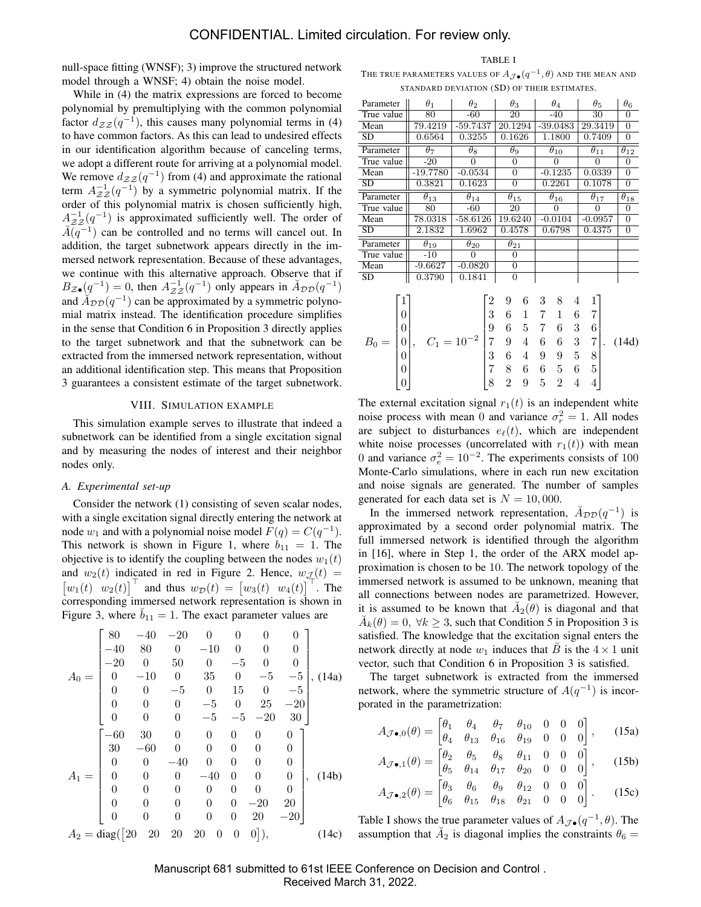null-space fitting (WNSF); 3) improve the structured network model through a WNSF; 4) obtain the noise model.

While in (4) the matrix expressions are forced to become polynomial by premultiplying with the common polynomial factor $d_{\mathcal{ZZ}}(q^{-1})$, this causes many polynomial terms in (4) to have common factors. As this can lead to undesired effects in our identification algorithm because of canceling terms, we adopt a different route for arriving at a polynomial model. We remove $d_{\mathcal{ZZ}}(q^{-1})$ from (4) and approximate the rational term $A_{\mathcal{ZZ}}^{-1}(q^{-1})$ by a symmetric polynomial matrix. If the order of this polynomial matrix is chosen sufficiently high, $A_{\mathcal{ZZ}}^{-1}(q^{-1})$ is approximated sufficiently well. The order of $\breve{A}(q^{-1})$ can be controlled and no terms will cancel out. In addition, the target subnetwork appears directly in the immersed network representation. Because of these advantages, we continue with this alternative approach. Observe that if $B_{\mathcal{Z}\bullet}(q^{-1}) = 0$, then $A_{\mathcal{ZZ}}^{-1}(q^{-1})$ only appears in $\breve{A}_{\mathcal{DD}}(q^{-1})$ and $\breve{A}_{\mathcal{DD}}(q^{-1})$ can be approximated by a symmetric polynomial matrix instead. The identification procedure simplifies in the sense that Condition 6 in Proposition 3 directly applies to the target subnetwork and that the subnetwork can be extracted from the immersed network representation, without an additional identification step. This means that Proposition 3 guarantees a consistent estimate of the target subnetwork.

## VIII. Simulation Example

This simulation example serves to illustrate that indeed a subnetwork can be identified from a single excitation signal and by measuring the nodes of interest and their neighbor nodes only.

### A. Experimental set-up

Consider the network (1) consisting of seven scalar nodes, with a single excitation signal directly entering the network at node $w_1$ and with a polynomial noise model $F(q) = C(q^{-1})$. This network is shown in Figure 1, where $b_{11} = 1$. The objective is to identify the coupling between the nodes $w_1(t)$ and $w_2(t)$ indicated in red in Figure 2. Hence, $w_{\mathcal{J}}(t) = \begin{bmatrix} w_1(t) & w_2(t)\end{bmatrix}^\top$ and thus $w_{\mathcal{D}}(t) = \begin{bmatrix} w_3(t) & w_4(t)\end{bmatrix}^\top$. The corresponding immersed network representation is shown in Figure 3, where $\breve{b}_{11} = 1$. The exact parameter values are

$$A_0 = \begin{bmatrix} 80 & -40 & -20 & 0 & 0 & 0 & 0 \\ -40 & 80 & 0 & -10 & 0 & 0 & 0 \\ -20 & 0 & 50 & 0 & -5 & 0 & 0 \\ 0 & -10 & 0 & 35 & 0 & -5 & -5 \\ 0 & 0 & -5 & 0 & 15 & 0 & -5 \\ 0 & 0 & 0 & -5 & 0 & 25 & -20 \\ 0 & 0 & 0 & -5 & -5 & -20 & 30 \end{bmatrix}, \quad (14a)$$

$$A_1 = \begin{bmatrix} -60 & 30 & 0 & 0 & 0 & 0 & 0 \\ 30 & -60 & 0 & 0 & 0 & 0 & 0 \\ 0 & 0 & -40 & 0 & 0 & 0 & 0 \\ 0 & 0 & 0 & -40 & 0 & 0 & 0 \\ 0 & 0 & 0 & 0 & 0 & 0 & 0 \\ 0 & 0 & 0 & 0 & 0 & -20 & 20 \\ 0 & 0 & 0 & 0 & 0 & 20 & -20 \end{bmatrix}, \quad (14b)$$

$$A_2 = \mathrm{diag}(\begin{bmatrix} 20 & 20 & 20 & 20 & 0 & 0 & 0 \end{bmatrix}), \quad (14c)$$

TABLE I
THE TRUE PARAMETERS VALUES OF $A_{\mathcal{J}\bullet}(q^{-1}, \theta)$ AND THE MEAN AND STANDARD DEVIATION (SD) OF THEIR ESTIMATES.

| Parameter | $\theta_1$ | $\theta_2$ | $\theta_3$ | $\theta_4$ | $\theta_5$ | $\theta_6$ |
|---|---|---|---|---|---|---|
| True value | 80 | -60 | 20 | -40 | 30 | 0 |
| Mean | 79.4219 | -59.7437 | 20.1294 | -39.0483 | 29.3419 | 0 |
| SD | 0.6564 | 0.3255 | 0.1626 | 1.1800 | 0.7409 | 0 |
| Parameter | $\theta_7$ | $\theta_8$ | $\theta_9$ | $\theta_{10}$ | $\theta_{11}$ | $\theta_{12}$ |
| True value | -20 | 0 | 0 | 0 | 0 | 0 |
| Mean | -19.7780 | -0.0534 | 0 | -0.1235 | 0.0339 | 0 |
| SD | 0.3821 | 0.1623 | 0 | 0.2261 | 0.1078 | 0 |
| Parameter | $\theta_{13}$ | $\theta_{14}$ | $\theta_{15}$ | $\theta_{16}$ | $\theta_{17}$ | $\theta_{18}$ |
| True value | 80 | -60 | 20 | 0 | 0 | 0 |
| Mean | 78.0318 | -58.6126 | 19.6240 | -0.0104 | -0.0957 | 0 |
| SD | 2.1832 | 1.6962 | 0.4578 | 0.6798 | 0.4375 | 0 |
| Parameter | $\theta_{19}$ | $\theta_{20}$ | $\theta_{21}$ | | | |
| True value | -10 | 0 | 0 | | | |
| Mean | -9.6627 | -0.0820 | 0 | | | |
| SD | 0.3790 | 0.1841 | 0 | | | |

$$B_0 = \begin{bmatrix} 1 \\ 0 \\ 0 \\ 0 \\ 0 \\ 0 \\ 0 \end{bmatrix}, \quad C_1 = 10^{-2}\begin{bmatrix} 2 & 9 & 6 & 3 & 8 & 4 & 1 \\ 3 & 6 & 1 & 7 & 1 & 6 & 7 \\ 9 & 6 & 5 & 7 & 6 & 3 & 6 \\ 7 & 9 & 4 & 6 & 6 & 3 & 7 \\ 3 & 6 & 4 & 9 & 9 & 5 & 8 \\ 7 & 8 & 6 & 6 & 5 & 6 & 5 \\ 8 & 2 & 9 & 5 & 2 & 4 & 4 \end{bmatrix}. \quad (14d)$$

The external excitation signal $r_1(t)$ is an independent white noise process with mean 0 and variance $\sigma_r^2 = 1$. All nodes are subject to disturbances $e_\ell(t)$, which are independent white noise processes (uncorrelated with $r_1(t)$) with mean 0 and variance $\sigma_e^2 = 10^{-2}$. The experiments consists of 100 Monte-Carlo simulations, where in each run new excitation and noise signals are generated. The number of samples generated for each data set is $N = 10,000$.

In the immersed network representation, $\breve{A}_{\mathcal{DD}}(q^{-1})$ is approximated by a second order polynomial matrix. The full immersed network is identified through the algorithm in [16], where in Step 1, the order of the ARX model approximation is chosen to be 10. The network topology of the immersed network is assumed to be unknown, meaning that all connections between nodes are parametrized. However, it is assumed to be known that $\breve{A}_2(\theta)$ is diagonal and that $\breve{A}_k(\theta) = 0,\ \forall k \geq 3$, such that Condition 5 in Proposition 3 is satisfied. The knowledge that the excitation signal enters the network directly at node $w_1$ induces that $\breve{B}$ is the $4 \times 1$ unit vector, such that Condition 6 in Proposition 3 is satisfied.

The target subnetwork is extracted from the immersed network, where the symmetric structure of $A(q^{-1})$ is incorporated in the parametrization:

$$A_{\mathcal{J}\bullet,0}(\theta) = \begin{bmatrix} \theta_1 & \theta_4 & \theta_7 & \theta_{10} & 0 & 0 & 0 \\ \theta_4 & \theta_{13} & \theta_{16} & \theta_{19} & 0 & 0 & 0 \end{bmatrix}, \quad (15a)$$

$$A_{\mathcal{J}\bullet,1}(\theta) = \begin{bmatrix} \theta_2 & \theta_5 & \theta_8 & \theta_{11} & 0 & 0 & 0 \\ \theta_5 & \theta_{14} & \theta_{17} & \theta_{20} & 0 & 0 & 0 \end{bmatrix}, \quad (15b)$$

$$A_{\mathcal{J}\bullet,2}(\theta) = \begin{bmatrix} \theta_3 & \theta_6 & \theta_9 & \theta_{12} & 0 & 0 & 0 \\ \theta_6 & \theta_{15} & \theta_{18} & \theta_{21} & 0 & 0 & 0 \end{bmatrix}. \quad (15c)$$

Table I shows the true parameter values of $A_{\mathcal{J}\bullet}(q^{-1}, \theta)$. The assumption that $\breve{A}_2$ is diagonal implies the constraints $\theta_6 =$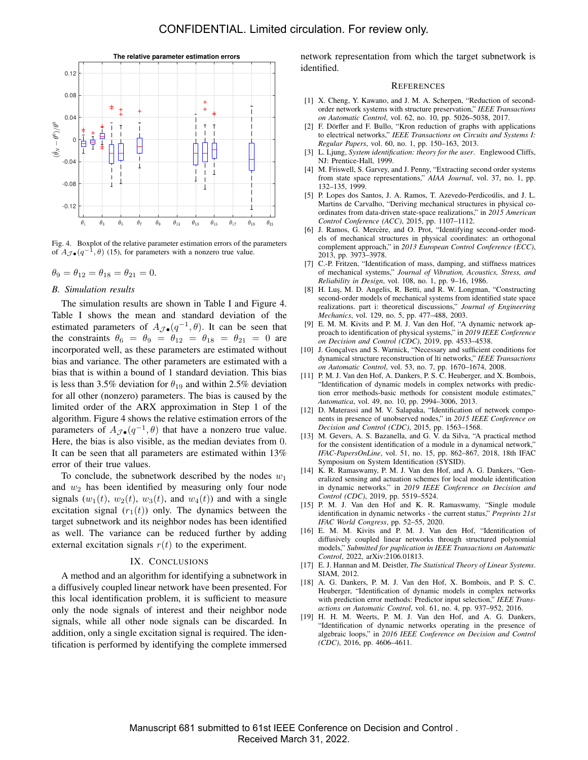The relative parameter estimation errors

$(\hat{\theta}_N - \theta^0)/\theta^0$

0.12
0.08
0.04
0
-0.04
-0.08
-0.12

$\theta_1$ $\theta_3$ $\theta_5$ $\theta_7$ $\theta_9$ $\theta_{11}$ $\theta_{13}$ $\theta_{15}$ $\theta_{17}$ $\theta_{19}$ $\theta_{21}$

Fig. 4. Boxplot of the relative parameter estimation errors of the parameters of $A_{\mathcal{J}\bullet}(q^{-1}, \theta)$ (15), for parameters with a nonzero true value.

$\theta_9 = \theta_{12} = \theta_{18} = \theta_{21} = 0.$

### B. Simulation results

The simulation results are shown in Table I and Figure 4. Table I shows the mean and standard deviation of the estimated parameters of $A_{\mathcal{J}\bullet}(q^{-1}, \theta)$. It can be seen that the constraints $\theta_6 = \theta_9 = \theta_{12} = \theta_{18} = \theta_{21} = 0$ are incorporated well, as these parameters are estimated without bias and variance. The other parameters are estimated with a bias that is within a bound of 1 standard deviation. This bias is less than 3.5% deviation for $\theta_{19}$ and within 2.5% deviation for all other (nonzero) parameters. The bias is caused by the limited order of the ARX approximation in Step 1 of the algorithm. Figure 4 shows the relative estimation errors of the parameters of $A_{\mathcal{J}\bullet}(q^{-1}, \theta)$ that have a nonzero true value. Here, the bias is also visible, as the median deviates from 0. It can be seen that all parameters are estimated within 13% error of their true values.

To conclude, the subnetwork described by the nodes $w_1$ and $w_2$ has been identified by measuring only four node signals ($w_1(t)$, $w_2(t)$, $w_3(t)$, and $w_4(t)$) and with a single excitation signal ($r_1(t)$) only. The dynamics between the target subnetwork and its neighbor nodes has been identified as well. The variance can be reduced further by adding external excitation signals $r(t)$ to the experiment.

## IX. Conclusions

A method and an algorithm for identifying a subnetwork in a diffusively coupled linear network have been presented. For this local identification problem, it is sufficient to measure only the node signals of interest and their neighbor node signals, while all other node signals can be discarded. In addition, only a single excitation signal is required. The identification is performed by identifying the complete immersed network representation from which the target subnetwork is identified.

## References

[1] X. Cheng, Y. Kawano, and J. M. A. Scherpen, "Reduction of second-order network systems with structure preservation," *IEEE Transactions on Automatic Control*, vol. 62, no. 10, pp. 5026–5038, 2017.

[2] F. Dörfler and F. Bullo, "Kron reduction of graphs with applications to electrical networks," *IEEE Transactions on Circuits and Systems I: Regular Papers*, vol. 60, no. 1, pp. 150–163, 2013.

[3] L. Ljung, *System identification: theory for the user*. Englewood Cliffs, NJ: Prentice-Hall, 1999.

[4] M. Friswell, S. Garvey, and J. Penny, "Extracting second order systems from state space representations," *AIAA Journal*, vol. 37, no. 1, pp. 132–135, 1999.

[5] P. Lopes dos Santos, J. A. Ramos, T. Azevedo-Perdicoúlis, and J. L. Martins de Carvalho, "Deriving mechanical structures in physical coordinates from data-driven state-space realizations," in *2015 American Control Conference (ACC)*, 2015, pp. 1107–1112.

[6] J. Ramos, G. Mercère, and O. Prot, "Identifying second-order models of mechanical structures in physical coordinates: an orthogonal complement approach," in *2013 European Control Conference (ECC)*, 2013, pp. 3973–3978.

[7] C.-P. Fritzen, "Identification of mass, damping, and stiffness matrices of mechanical systems," *Journal of Vibration, Acoustics, Stress, and Reliability in Design*, vol. 108, no. 1, pp. 9–16, 1986.

[8] H. Luş, M. D. Angelis, R. Betti, and R. W. Longman, "Constructing second-order models of mechanical systems from identified state space realizations. part i: theoretical discussions," *Journal of Engineering Mechanics*, vol. 129, no. 5, pp. 477–488, 2003.

[9] E. M. M. Kivits and P. M. J. Van den Hof, "A dynamic network approach to identification of physical systems," in *2019 IEEE Conference on Decision and Control (CDC)*, 2019, pp. 4533–4538.

[10] J. Gonçalves and S. Warnick, "Necessary and sufficient conditions for dynamical structure reconstruction of lti networks," *IEEE Transactions on Automatic Control*, vol. 53, no. 7, pp. 1670–1674, 2008.

[11] P. M. J. Van den Hof, A. Dankers, P. S. C. Heuberger, and X. Bombois, "Identification of dynamic models in complex networks with prediction error methods-basic methods for consistent module estimates," *Automatica*, vol. 49, no. 10, pp. 2994–3006, 2013.

[12] D. Materassi and M. V. Salapaka, "Identification of network components in presence of unobserved nodes," in *2015 IEEE Conference on Decision and Control (CDC)*, 2015, pp. 1563–1568.

[13] M. Gevers, A. S. Bazanella, and G. V. da Silva, "A practical method for the consistent identification of a module in a dynamical network," *IFAC-PapersOnLine*, vol. 51, no. 15, pp. 862–867, 2018, 18th IFAC Symposium on System Identification (SYSID).

[14] K. R. Ramaswamy, P. M. J. Van den Hof, and A. G. Dankers, "Generalized sensing and actuation schemes for local module identification in dynamic networks," in *2019 IEEE Conference on Decision and Control (CDC)*, 2019, pp. 5519–5524.

[15] P. M. J. Van den Hof and K. R. Ramaswamy, "Single module identification in dynamic networks - the current status," *Preprints 21st IFAC World Congress*, pp. 52–55, 2020.

[16] E. M. M. Kivits and P. M. J. Van den Hof, "Identification of diffusively coupled linear networks through structured polynomial models," *Submitted for puplication in IEEE Transactions on Automatic Control*, 2022, arXiv:2106.01813.

[17] E. J. Hannan and M. Deistler, *The Statistical Theory of Linear Systems*. SIAM, 2012.

[18] A. G. Dankers, P. M. J. Van den Hof, X. Bombois, and P. S. C. Heuberger, "Identification of dynamic models in complex networks with prediction error methods: Predictor input selection," *IEEE Transactions on Automatic Control*, vol. 61, no. 4, pp. 937–952, 2016.

[19] H. H. M. Weerts, P. M. J. Van den Hof, and A. G. Dankers, "Identification of dynamic networks operating in the presence of algebraic loops," in *2016 IEEE Conference on Decision and Control (CDC)*, 2016, pp. 4606–4611.